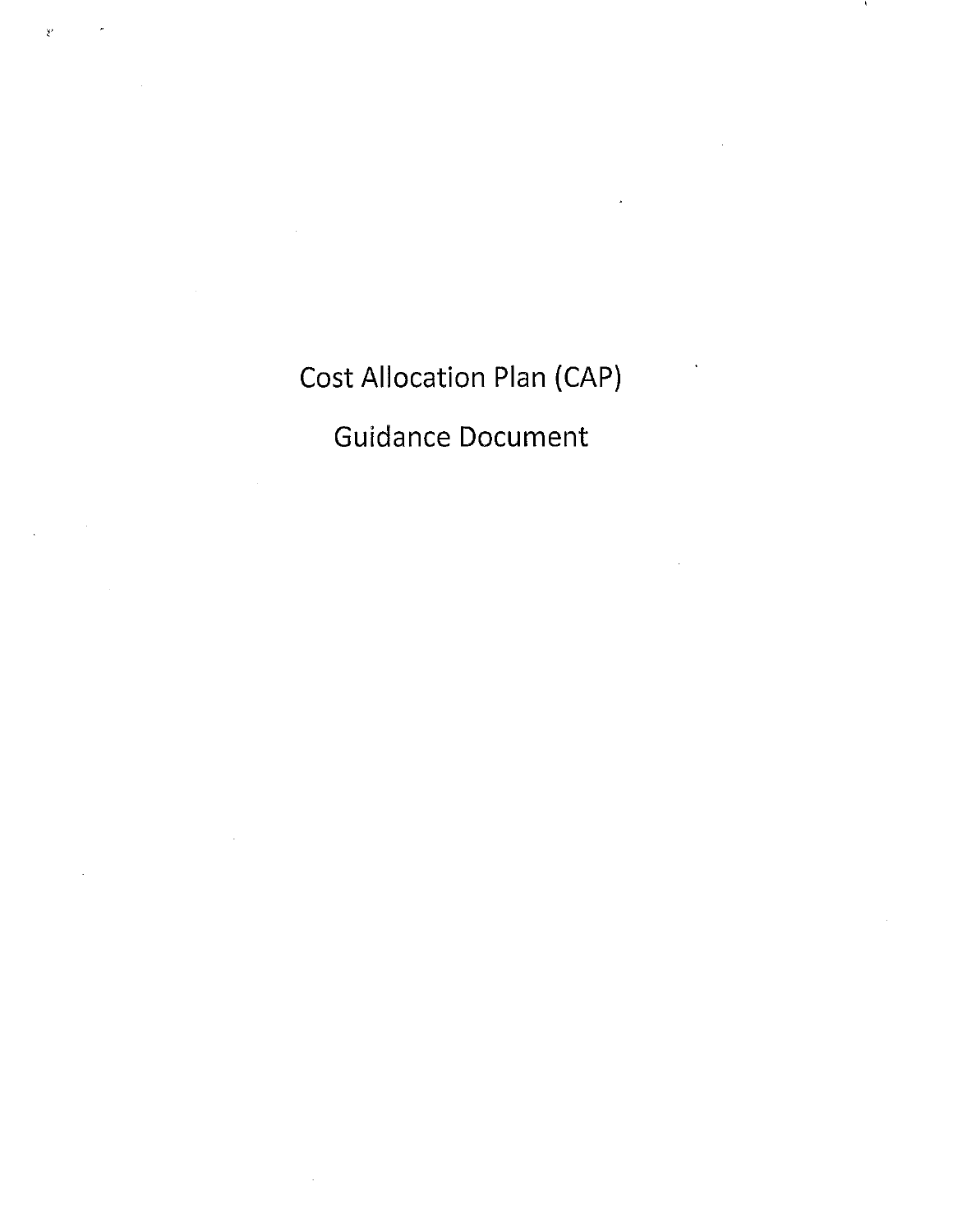# Cost Allocation Plan (CAP)

# Guidance Document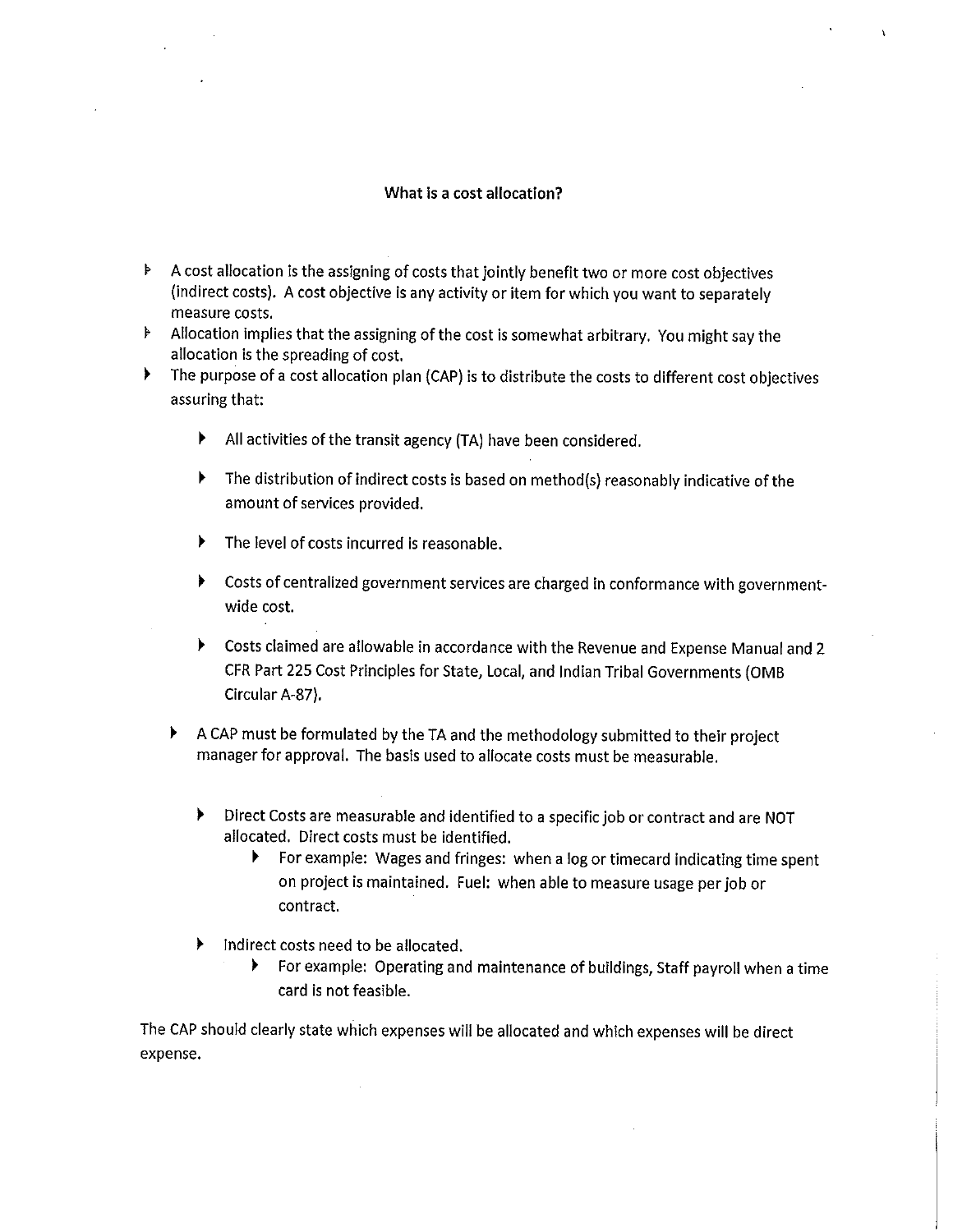## What is a cost allocation?

- A cost allocation is the assigning of costs that jointly benefit two or more cost objectives (indirect costs). A cost objective is any activity or item for which you want to separately measure costs.
- Allocation implies that the assigning of the cost is somewhat arbitrary. You might say the allocation is the spreading of cost.
- The purpose of a cost allocation plan (CAP) is to distribute the costs to different cost objectives assuring that:
  - All activities of the transit agency (TA) have been considered.
  - The distribution of indirect costs is based on method(s) reasonably indicative of the amount of services provided.
  - The level of costs incurred is reasonable.
  - Costs of centralized government services are charged in conformance with government-wide cost.
  - Costs claimed are allowable in accordance with the Revenue and Expense Manual and 2 CFR Part 225 Cost Principles for State, Local, and Indian Tribal Governments (OMB Circular A-87).
- A CAP must be formulated by the TA and the methodology submitted to their project manager for approval. The basis used to allocate costs must be measurable.
  - Direct Costs are measurable and identified to a specific job or contract and are NOT allocated. Direct costs must be identified.
    - For example: Wages and fringes: when a log or timecard indicating time spent on project is maintained. Fuel: when able to measure usage per job or contract.
  - Indirect costs need to be allocated.
    - For example: Operating and maintenance of buildings, Staff payroll when a time card is not feasible.

The CAP should clearly state which expenses will be allocated and which expenses will be direct expense.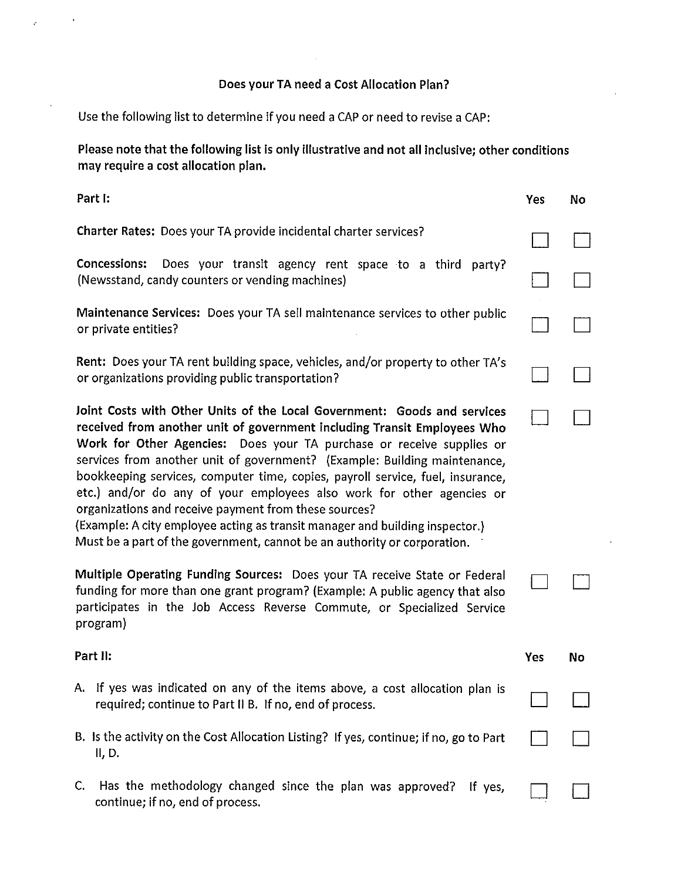# Does your TA need a Cost Allocation Plan?

Use the following list to determine if you need a CAP or need to revise a CAP:

**Please note that the following list is only illustrative and not all inclusive; other conditions may require a cost allocation plan.**

| **Part I:** | **Yes** | **No** |
|---|---|---|
| **Charter Rates:** Does your TA provide incidental charter services? | ☐ | ☐ |
| **Concessions:** Does your transit agency rent space to a third party? (Newsstand, candy counters or vending machines) | ☐ | ☐ |
| **Maintenance Services:** Does your TA sell maintenance services to other public or private entities? | ☐ | ☐ |
| **Rent:** Does your TA rent building space, vehicles, and/or property to other TA's or organizations providing public transportation? | ☐ | ☐ |
| **Joint Costs with Other Units of the Local Government: Goods and services received from another unit of government including Transit Employees Who Work for Other Agencies:** Does your TA purchase or receive supplies or services from another unit of government? (Example: Building maintenance, bookkeeping services, computer time, copies, payroll service, fuel, insurance, etc.) and/or do any of your employees also work for other agencies or organizations and receive payment from these sources? (Example: A city employee acting as transit manager and building inspector.) Must be a part of the government, cannot be an authority or corporation. | ☐ | ☐ |
| **Multiple Operating Funding Sources:** Does your TA receive State or Federal funding for more than one grant program? (Example: A public agency that also participates in the Job Access Reverse Commute, or Specialized Service program) | ☐ | ☐ |

| **Part II:** | **Yes** | **No** |
|---|---|---|
| A. If yes was indicated on any of the items above, a cost allocation plan is required; continue to Part II B. If no, end of process. | ☐ | ☐ |
| B. Is the activity on the Cost Allocation Listing? If yes, continue; if no, go to Part II, D. | ☐ | ☐ |
| C. Has the methodology changed since the plan was approved? If yes, continue; if no, end of process. | ☐ | ☐ |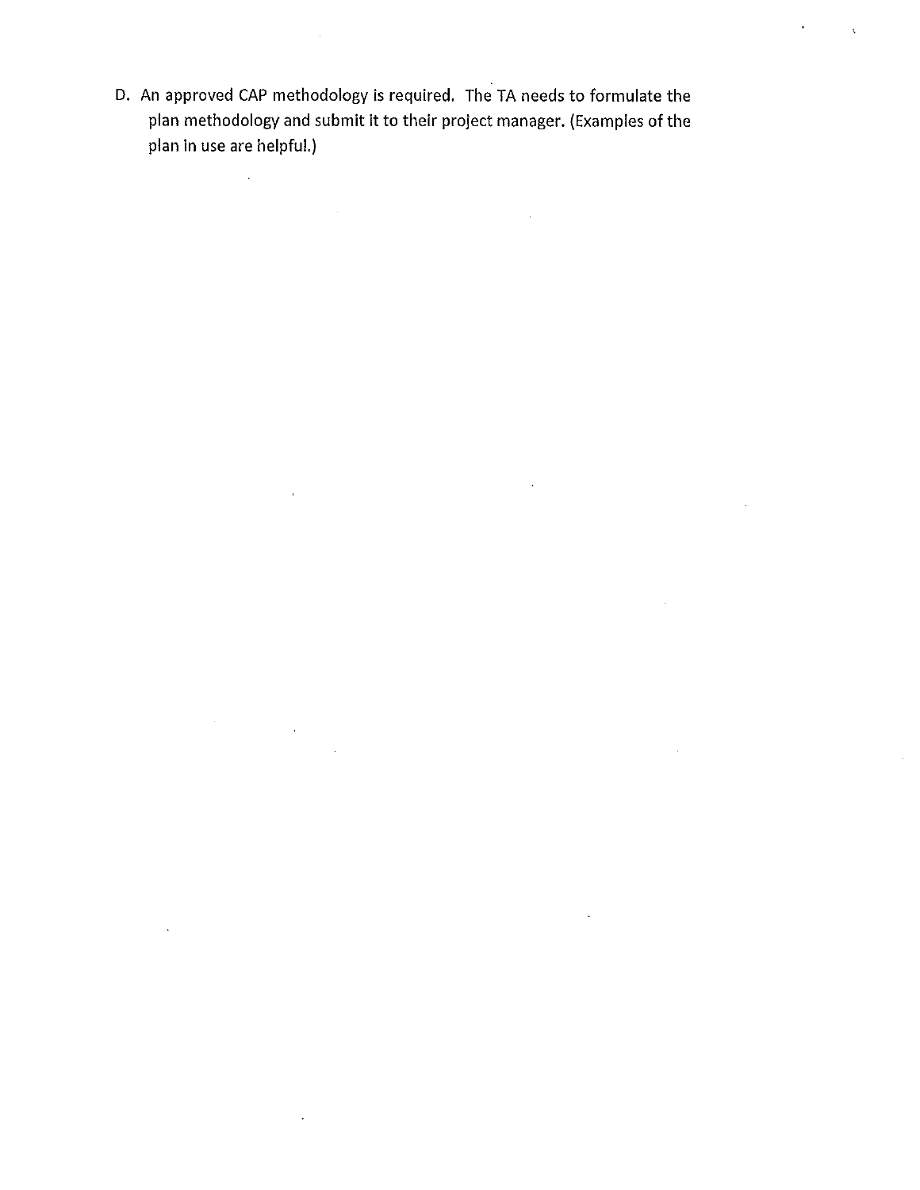D. An approved CAP methodology is required. The TA needs to formulate the plan methodology and submit it to their project manager. (Examples of the plan in use are helpful.)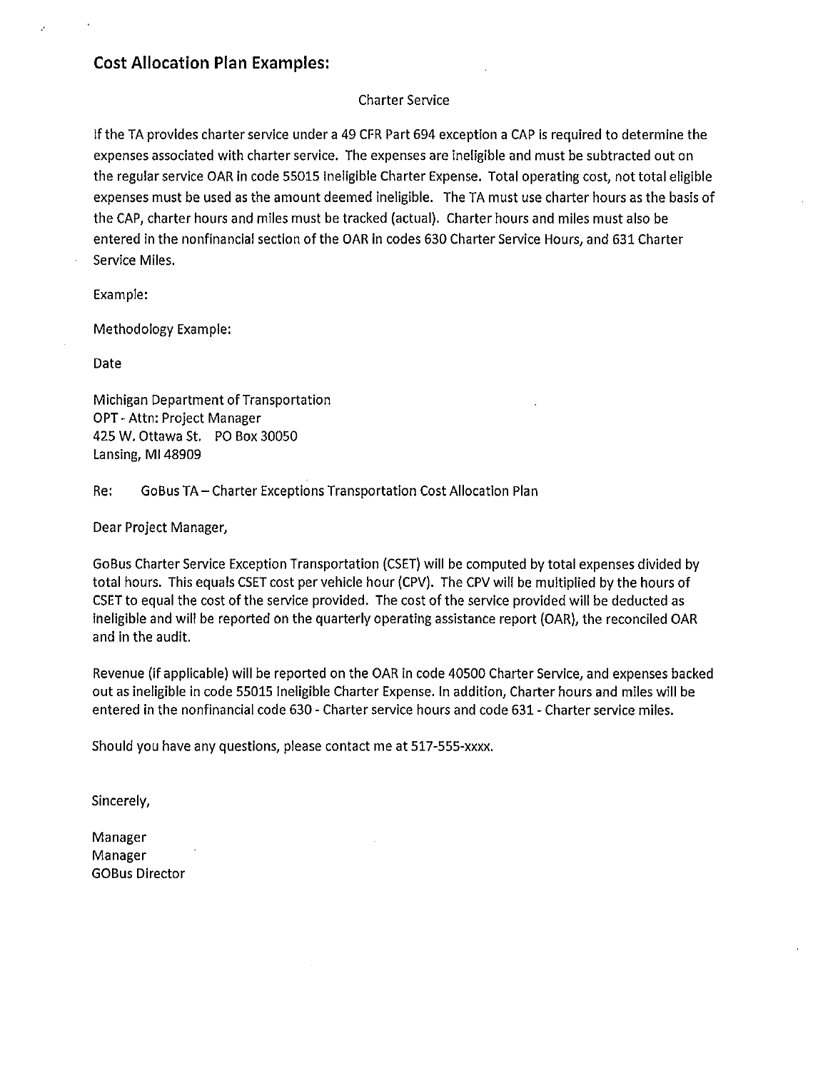## Cost Allocation Plan Examples:

Charter Service

If the TA provides charter service under a 49 CFR Part 694 exception a CAP is required to determine the expenses associated with charter service. The expenses are ineligible and must be subtracted out on the regular service OAR in code 55015 Ineligible Charter Expense. Total operating cost, not total eligible expenses must be used as the amount deemed ineligible. The TA must use charter hours as the basis of the CAP, charter hours and miles must be tracked (actual). Charter hours and miles must also be entered in the nonfinancial section of the OAR in codes 630 Charter Service Hours, and 631 Charter Service Miles.

Example:

Methodology Example:

Date

Michigan Department of Transportation
OPT - Attn: Project Manager
425 W. Ottawa St. PO Box 30050
Lansing, MI 48909

Re: GoBus TA – Charter Exceptions Transportation Cost Allocation Plan

Dear Project Manager,

GoBus Charter Service Exception Transportation (CSET) will be computed by total expenses divided by total hours. This equals CSET cost per vehicle hour (CPV). The CPV will be multiplied by the hours of CSET to equal the cost of the service provided. The cost of the service provided will be deducted as ineligible and will be reported on the quarterly operating assistance report (OAR), the reconciled OAR and in the audit.

Revenue (if applicable) will be reported on the OAR in code 40500 Charter Service, and expenses backed out as ineligible in code 55015 Ineligible Charter Expense. In addition, Charter hours and miles will be entered in the nonfinancial code 630 - Charter service hours and code 631 - Charter service miles.

Should you have any questions, please contact me at 517-555-xxxx.

Sincerely,

Manager
Manager
GOBus Director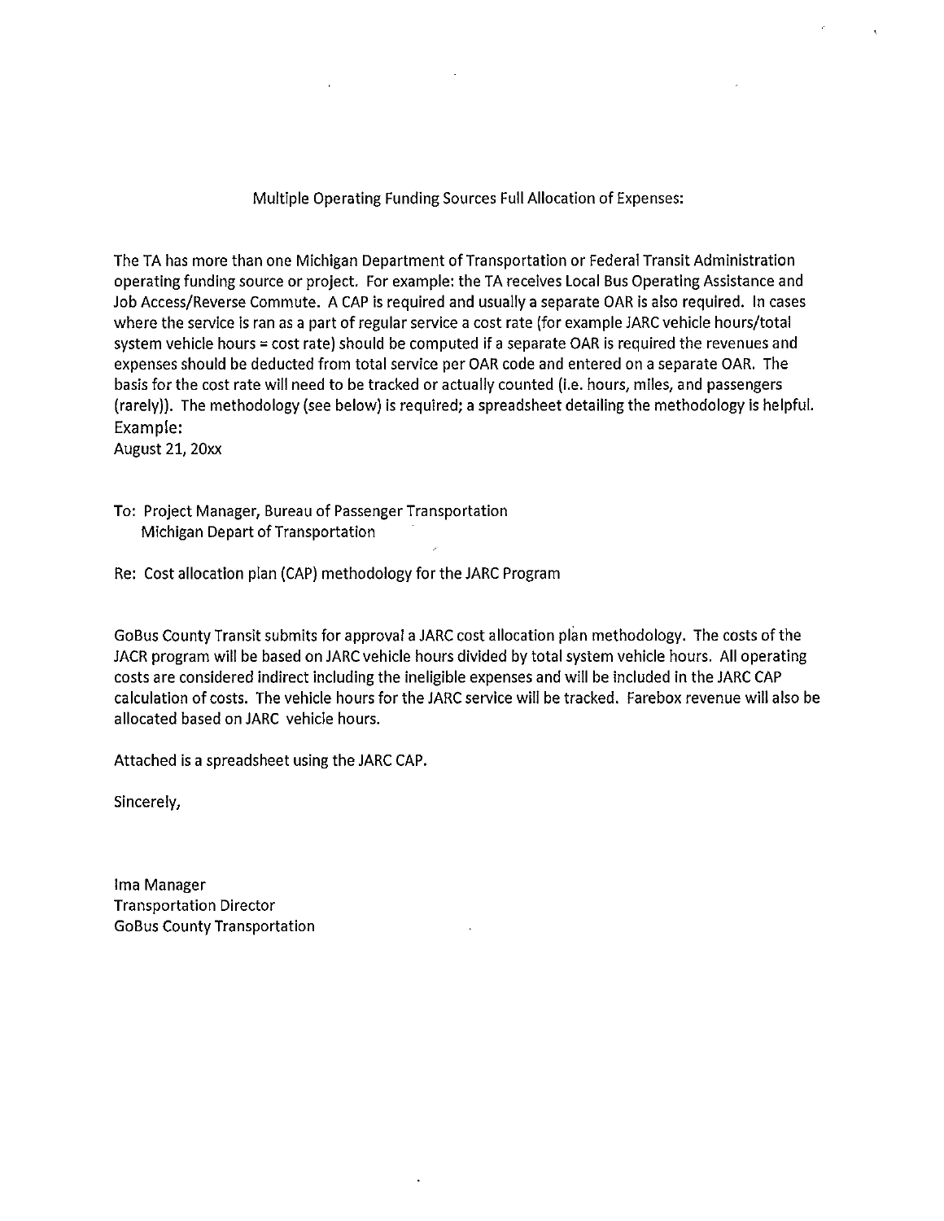Multiple Operating Funding Sources Full Allocation of Expenses:

The TA has more than one Michigan Department of Transportation or Federal Transit Administration operating funding source or project. For example: the TA receives Local Bus Operating Assistance and Job Access/Reverse Commute. A CAP is required and usually a separate OAR is also required. In cases where the service is ran as a part of regular service a cost rate (for example JARC vehicle hours/total system vehicle hours = cost rate) should be computed if a separate OAR is required the revenues and expenses should be deducted from total service per OAR code and entered on a separate OAR. The basis for the cost rate will need to be tracked or actually counted (i.e. hours, miles, and passengers (rarely)). The methodology (see below) is required; a spreadsheet detailing the methodology is helpful.

Example:

August 21, 20xx

To: Project Manager, Bureau of Passenger Transportation
Michigan Depart of Transportation

Re: Cost allocation plan (CAP) methodology for the JARC Program

GoBus County Transit submits for approval a JARC cost allocation plan methodology. The costs of the JACR program will be based on JARC vehicle hours divided by total system vehicle hours. All operating costs are considered indirect including the ineligible expenses and will be included in the JARC CAP calculation of costs. The vehicle hours for the JARC service will be tracked. Farebox revenue will also be allocated based on JARC vehicle hours.

Attached is a spreadsheet using the JARC CAP.

Sincerely,

Ima Manager
Transportation Director
GoBus County Transportation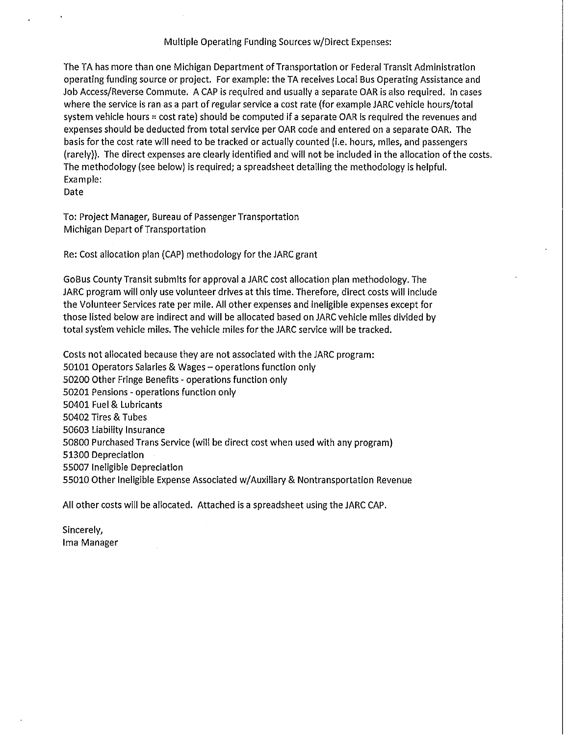Multiple Operating Funding Sources w/Direct Expenses:

The TA has more than one Michigan Department of Transportation or Federal Transit Administration operating funding source or project. For example: the TA receives Local Bus Operating Assistance and Job Access/Reverse Commute. A CAP is required and usually a separate OAR is also required. In cases where the service is ran as a part of regular service a cost rate (for example JARC vehicle hours/total system vehicle hours = cost rate) should be computed if a separate OAR is required the revenues and expenses should be deducted from total service per OAR code and entered on a separate OAR. The basis for the cost rate will need to be tracked or actually counted (i.e. hours, miles, and passengers (rarely)). The direct expenses are clearly identified and will not be included in the allocation of the costs. The methodology (see below) is required; a spreadsheet detailing the methodology is helpful.

Example:

Date

To: Project Manager, Bureau of Passenger Transportation
Michigan Depart of Transportation

Re: Cost allocation plan (CAP) methodology for the JARC grant

GoBus County Transit submits for approval a JARC cost allocation plan methodology. The JARC program will only use volunteer drives at this time. Therefore, direct costs will include the Volunteer Services rate per mile. All other expenses and ineligible expenses except for those listed below are indirect and will be allocated based on JARC vehicle miles divided by total system vehicle miles. The vehicle miles for the JARC service will be tracked.

Costs not allocated because they are not associated with the JARC program:
50101 Operators Salaries & Wages – operations function only
50200 Other Fringe Benefits - operations function only
50201 Pensions - operations function only
50401 Fuel & Lubricants
50402 Tires & Tubes
50603 Liability Insurance
50800 Purchased Trans Service (will be direct cost when used with any program)
51300 Depreciation
55007 Ineligible Depreciation
55010 Other Ineligible Expense Associated w/Auxiliary & Nontransportation Revenue

All other costs will be allocated. Attached is a spreadsheet using the JARC CAP.

Sincerely,
Ima Manager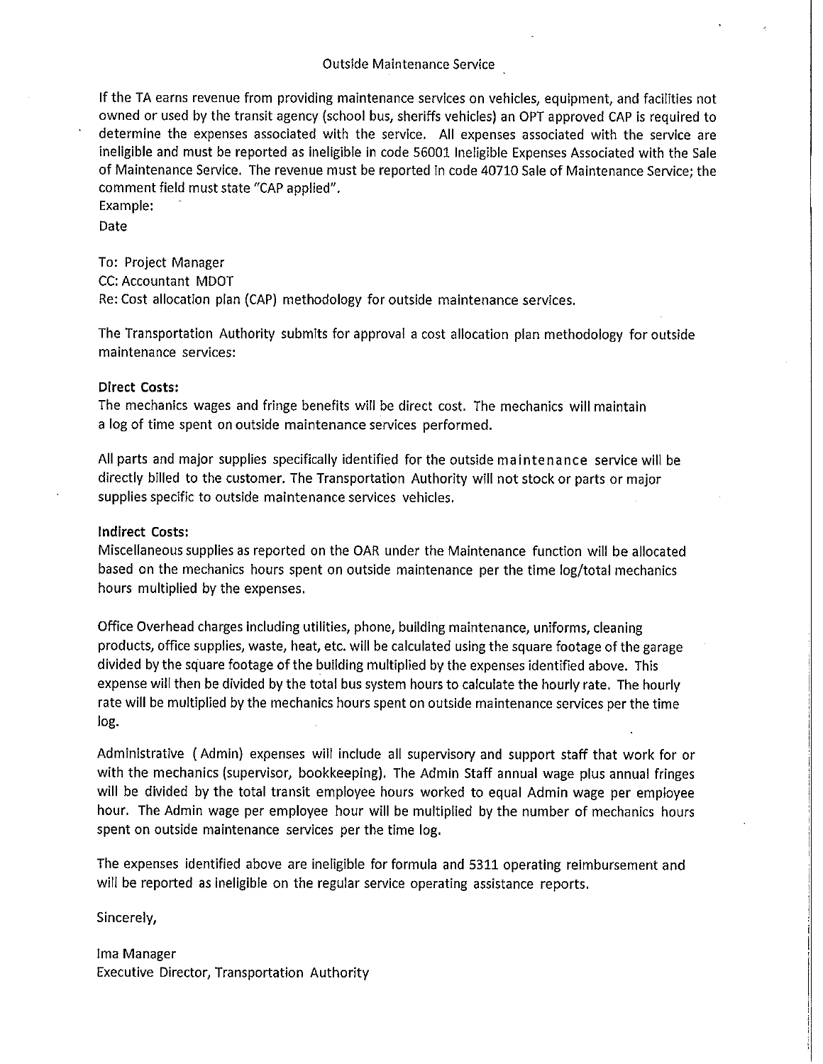## Outside Maintenance Service

If the TA earns revenue from providing maintenance services on vehicles, equipment, and facilities not owned or used by the transit agency (school bus, sheriffs vehicles) an OPT approved CAP is required to determine the expenses associated with the service. All expenses associated with the service are ineligible and must be reported as ineligible in code 56001 Ineligible Expenses Associated with the Sale of Maintenance Service. The revenue must be reported in code 40710 Sale of Maintenance Service; the comment field must state "CAP applied".

Example:

Date

To: Project Manager
CC: Accountant MDOT
Re: Cost allocation plan (CAP) methodology for outside maintenance services.

The Transportation Authority submits for approval a cost allocation plan methodology for outside maintenance services:

**Direct Costs:**
The mechanics wages and fringe benefits will be direct cost. The mechanics will maintain a log of time spent on outside maintenance services performed.

All parts and major supplies specifically identified for the outside maintenance service will be directly billed to the customer. The Transportation Authority will not stock or parts or major supplies specific to outside maintenance services vehicles.

**Indirect Costs:**
Miscellaneous supplies as reported on the OAR under the Maintenance function will be allocated based on the mechanics hours spent on outside maintenance per the time log/total mechanics hours multiplied by the expenses.

Office Overhead charges including utilities, phone, building maintenance, uniforms, cleaning products, office supplies, waste, heat, etc. will be calculated using the square footage of the garage divided by the square footage of the building multiplied by the expenses identified above. This expense will then be divided by the total bus system hours to calculate the hourly rate. The hourly rate will be multiplied by the mechanics hours spent on outside maintenance services per the time log.

Administrative (Admin) expenses will include all supervisory and support staff that work for or with the mechanics (supervisor, bookkeeping). The Admin Staff annual wage plus annual fringes will be divided by the total transit employee hours worked to equal Admin wage per employee hour. The Admin wage per employee hour will be multiplied by the number of mechanics hours spent on outside maintenance services per the time log.

The expenses identified above are ineligible for formula and 5311 operating reimbursement and will be reported as ineligible on the regular service operating assistance reports.

Sincerely,

Ima Manager
Executive Director, Transportation Authority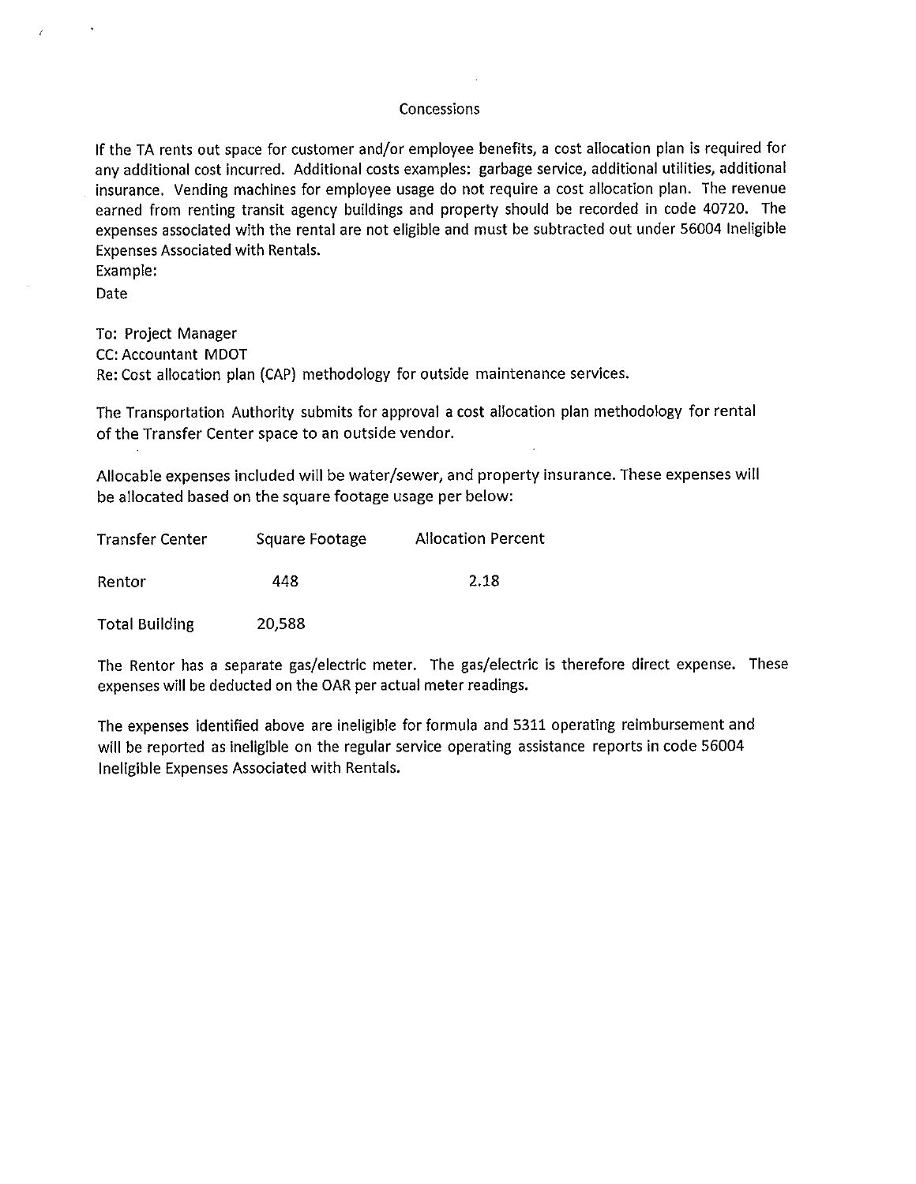## Concessions

If the TA rents out space for customer and/or employee benefits, a cost allocation plan is required for any additional cost incurred. Additional costs examples: garbage service, additional utilities, additional insurance. Vending machines for employee usage do not require a cost allocation plan. The revenue earned from renting transit agency buildings and property should be recorded in code 40720. The expenses associated with the rental are not eligible and must be subtracted out under 56004 Ineligible Expenses Associated with Rentals.

Example:

Date

To: Project Manager

CC: Accountant MDOT

Re: Cost allocation plan (CAP) methodology for outside maintenance services.

The Transportation Authority submits for approval a cost allocation plan methodology for rental of the Transfer Center space to an outside vendor.

Allocable expenses included will be water/sewer, and property insurance. These expenses will be allocated based on the square footage usage per below:

| Transfer Center | Square Footage | Allocation Percent |
|---|---|---|
| Rentor | 448 | 2.18 |
| Total Building | 20,588 | |

The Rentor has a separate gas/electric meter. The gas/electric is therefore direct expense. These expenses will be deducted on the OAR per actual meter readings.

The expenses identified above are ineligible for formula and 5311 operating reimbursement and will be reported as ineligible on the regular service operating assistance reports in code 56004 Ineligible Expenses Associated with Rentals.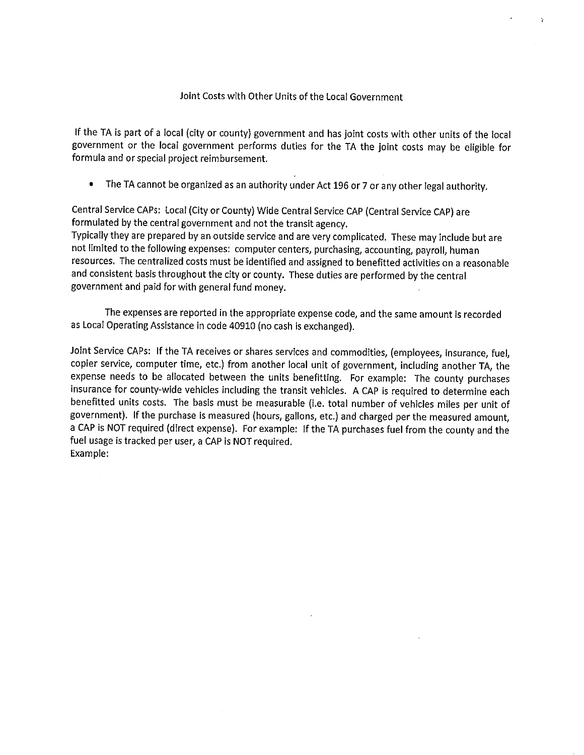# Joint Costs with Other Units of the Local Government

If the TA is part of a local (city or county) government and has joint costs with other units of the local government or the local government performs duties for the TA the joint costs may be eligible for formula and or special project reimbursement.

- The TA cannot be organized as an authority under Act 196 or 7 or any other legal authority.

Central Service CAPs: Local (City or County) Wide Central Service CAP (Central Service CAP) are formulated by the central government and not the transit agency.
Typically they are prepared by an outside service and are very complicated. These may include but are not limited to the following expenses: computer centers, purchasing, accounting, payroll, human resources. The centralized costs must be identified and assigned to benefitted activities on a reasonable and consistent basis throughout the city or county. These duties are performed by the central government and paid for with general fund money.

The expenses are reported in the appropriate expense code, and the same amount is recorded as Local Operating Assistance in code 40910 (no cash is exchanged).

Joint Service CAPs: If the TA receives or shares services and commodities, (employees, insurance, fuel, copier service, computer time, etc.) from another local unit of government, including another TA, the expense needs to be allocated between the units benefitting. For example: The county purchases insurance for county-wide vehicles including the transit vehicles. A CAP is required to determine each benefitted units costs. The basis must be measurable (i.e. total number of vehicles miles per unit of government). If the purchase is measured (hours, gallons, etc.) and charged per the measured amount, a CAP is NOT required (direct expense). For example: If the TA purchases fuel from the county and the fuel usage is tracked per user, a CAP is NOT required.
Example: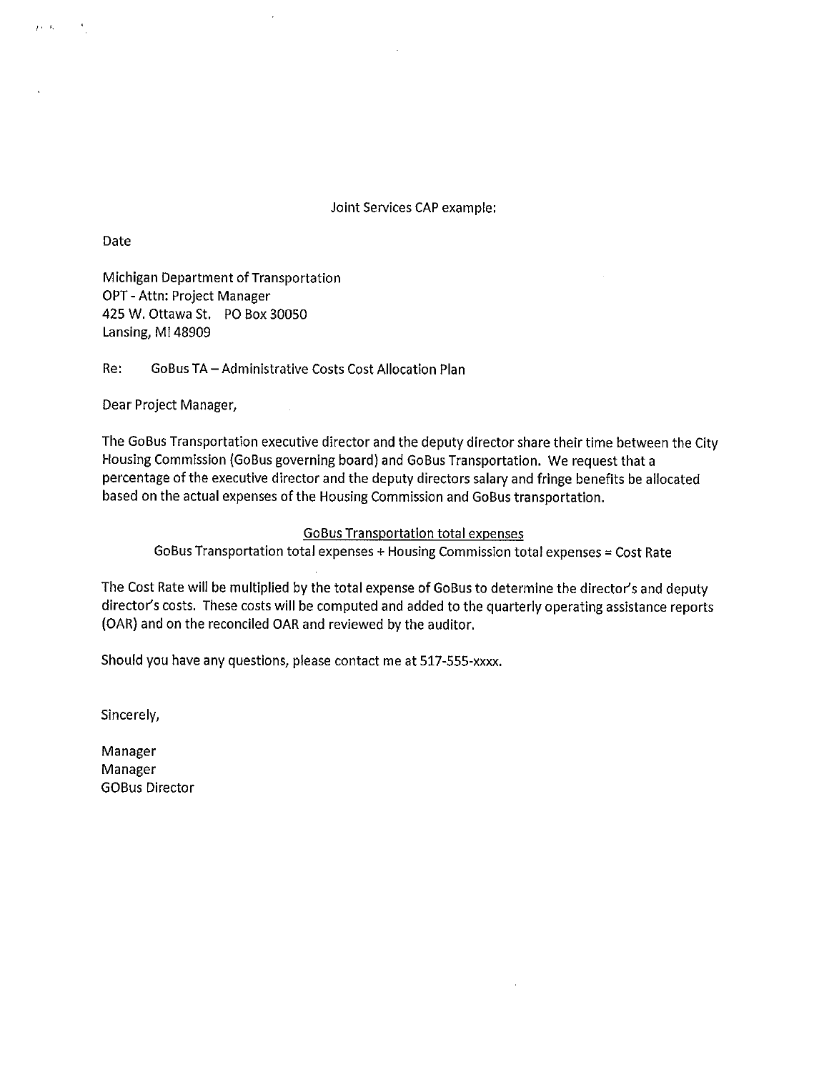Joint Services CAP example:

Date

Michigan Department of Transportation
OPT - Attn: Project Manager
425 W. Ottawa St.   PO Box 30050
Lansing, MI 48909

Re:   GoBus TA – Administrative Costs Cost Allocation Plan

Dear Project Manager,

The GoBus Transportation executive director and the deputy director share their time between the City Housing Commission (GoBus governing board) and GoBus Transportation. We request that a percentage of the executive director and the deputy directors salary and fringe benefits be allocated based on the actual expenses of the Housing Commission and GoBus transportation.

$$\frac{\text{GoBus Transportation total expenses}}{\text{GoBus Transportation total expenses} + \text{Housing Commission total expenses}} = \text{Cost Rate}$$

The Cost Rate will be multiplied by the total expense of GoBus to determine the director's and deputy director's costs. These costs will be computed and added to the quarterly operating assistance reports (OAR) and on the reconciled OAR and reviewed by the auditor.

Should you have any questions, please contact me at 517-555-xxxx.

Sincerely,

Manager
Manager
GOBus Director